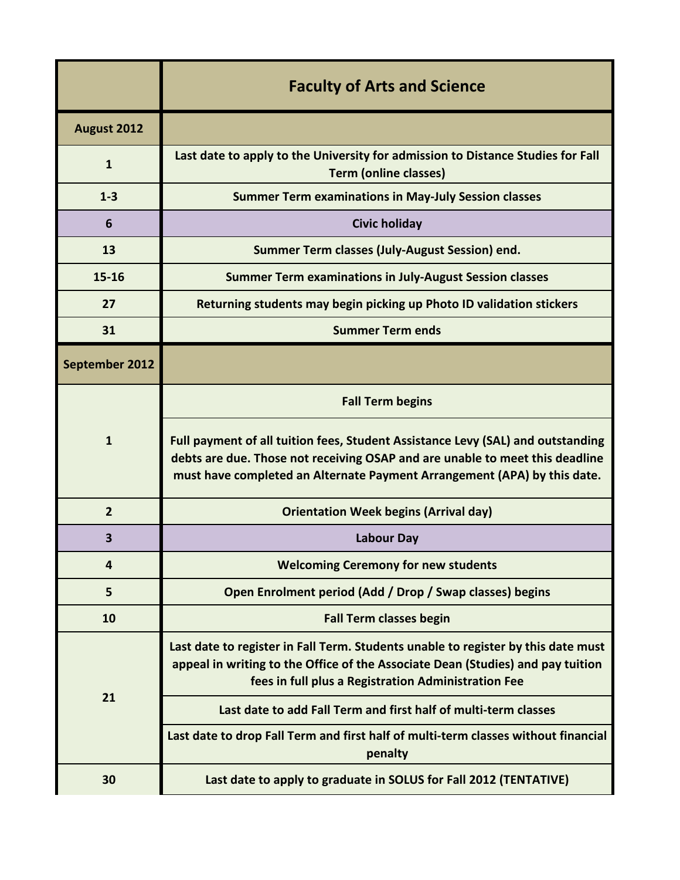| | Faculty of Arts and Science |
|---|---|
| **August 2012** | |
| 1 | Last date to apply to the University for admission to Distance Studies for Fall Term (online classes) |
| 1-3 | Summer Term examinations in May-July Session classes |
| 6 | Civic holiday |
| 13 | Summer Term classes (July-August Session) end. |
| 15-16 | Summer Term examinations in July-August Session classes |
| 27 | Returning students may begin picking up Photo ID validation stickers |
| 31 | Summer Term ends |
| **September 2012** | |
| 1 | Fall Term begins |
| | Full payment of all tuition fees, Student Assistance Levy (SAL) and outstanding debts are due. Those not receiving OSAP and are unable to meet this deadline must have completed an Alternate Payment Arrangement (APA) by this date. |
| 2 | Orientation Week begins (Arrival day) |
| 3 | Labour Day |
| 4 | Welcoming Ceremony for new students |
| 5 | Open Enrolment period (Add / Drop / Swap classes) begins |
| 10 | Fall Term classes begin |
| 21 | Last date to register in Fall Term. Students unable to register by this date must appeal in writing to the Office of the Associate Dean (Studies) and pay tuition fees in full plus a Registration Administration Fee |
| | Last date to add Fall Term and first half of multi-term classes |
| | Last date to drop Fall Term and first half of multi-term classes without financial penalty |
| 30 | Last date to apply to graduate in SOLUS for Fall 2012 (TENTATIVE) |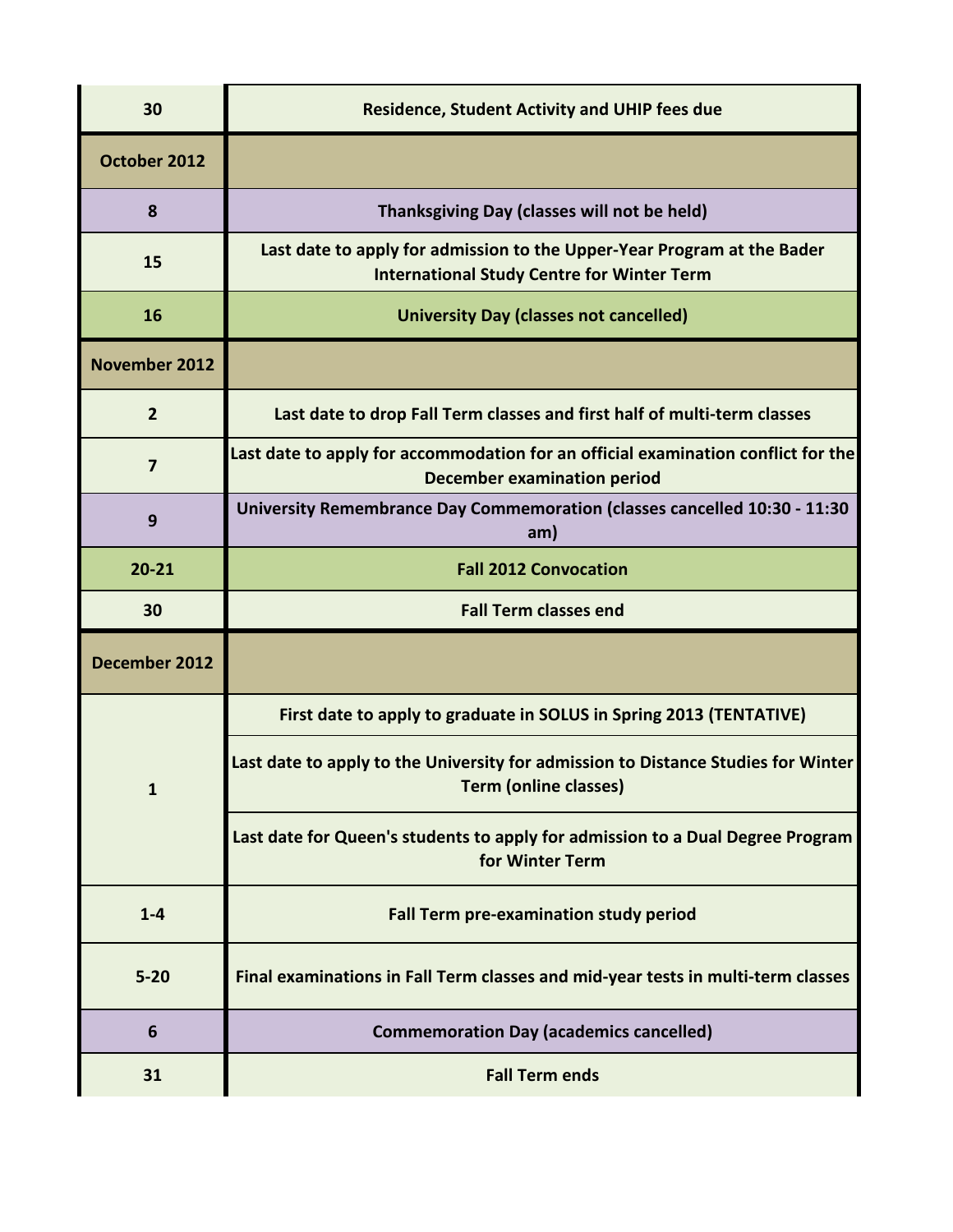| 30 | Residence, Student Activity and UHIP fees due |
|---|---|
| **October 2012** | |
| 8 | Thanksgiving Day (classes will not be held) |
| 15 | Last date to apply for admission to the Upper-Year Program at the Bader International Study Centre for Winter Term |
| 16 | University Day (classes not cancelled) |
| **November 2012** | |
| 2 | Last date to drop Fall Term classes and first half of multi-term classes |
| 7 | Last date to apply for accommodation for an official examination conflict for the December examination period |
| 9 | University Remembrance Day Commemoration (classes cancelled 10:30 - 11:30 am) |
| 20-21 | Fall 2012 Convocation |
| 30 | Fall Term classes end |
| **December 2012** | |
| 1 | First date to apply to graduate in SOLUS in Spring 2013 (TENTATIVE) |
| | Last date to apply to the University for admission to Distance Studies for Winter Term (online classes) |
| | Last date for Queen's students to apply for admission to a Dual Degree Program for Winter Term |
| 1-4 | Fall Term pre-examination study period |
| 5-20 | Final examinations in Fall Term classes and mid-year tests in multi-term classes |
| 6 | Commemoration Day (academics cancelled) |
| 31 | Fall Term ends |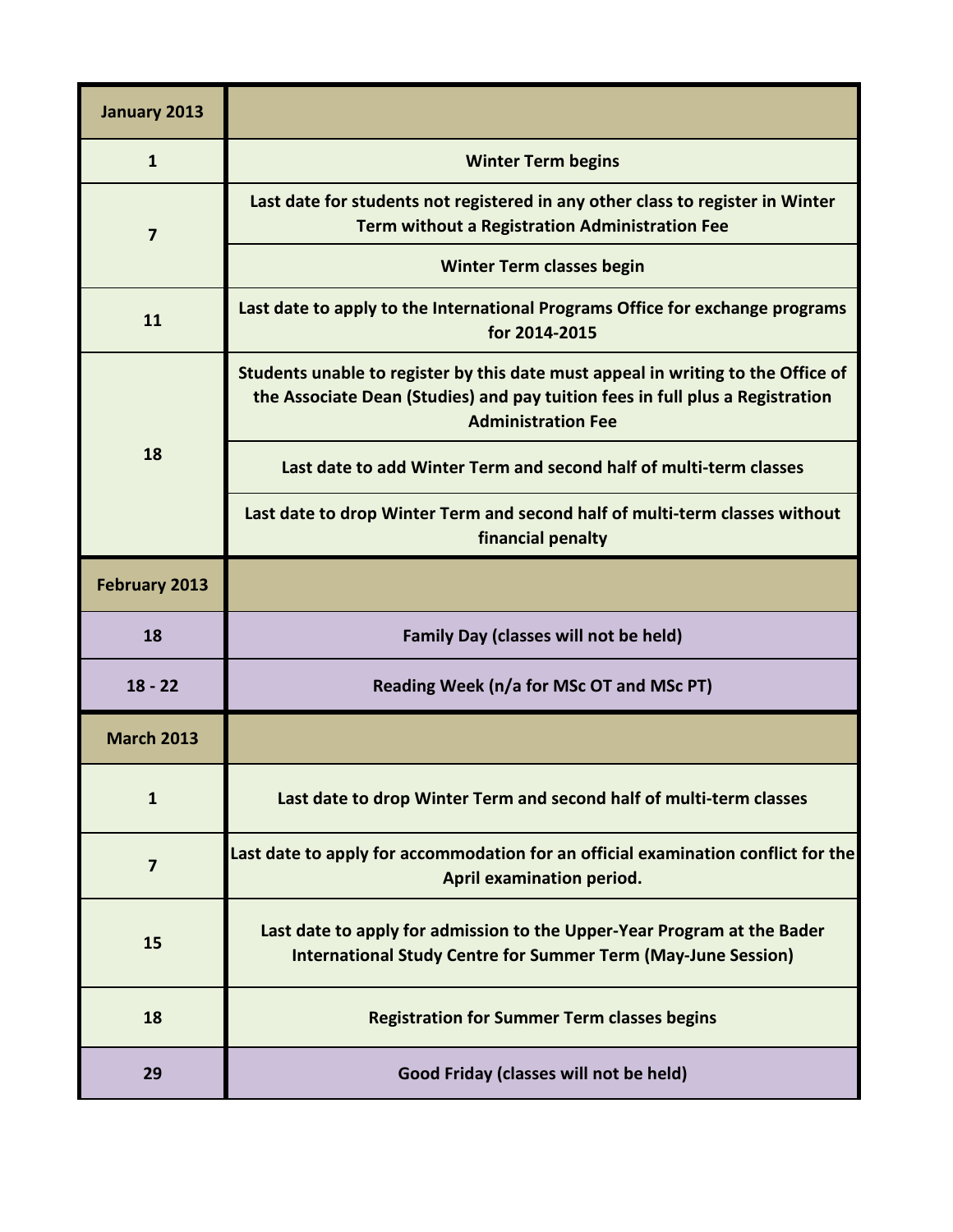| January 2013 | |
|---|---|
| 1 | Winter Term begins |
| 7 | Last date for students not registered in any other class to register in Winter Term without a Registration Administration Fee |
| | Winter Term classes begin |
| 11 | Last date to apply to the International Programs Office for exchange programs for 2014-2015 |
| 18 | Students unable to register by this date must appeal in writing to the Office of the Associate Dean (Studies) and pay tuition fees in full plus a Registration Administration Fee |
| | Last date to add Winter Term and second half of multi-term classes |
| | Last date to drop Winter Term and second half of multi-term classes without financial penalty |
| **February 2013** | |
| 18 | Family Day (classes will not be held) |
| 18 - 22 | Reading Week (n/a for MSc OT and MSc PT) |
| **March 2013** | |
| 1 | Last date to drop Winter Term and second half of multi-term classes |
| 7 | Last date to apply for accommodation for an official examination conflict for the April examination period. |
| 15 | Last date to apply for admission to the Upper-Year Program at the Bader International Study Centre for Summer Term (May-June Session) |
| 18 | Registration for Summer Term classes begins |
| 29 | Good Friday (classes will not be held) |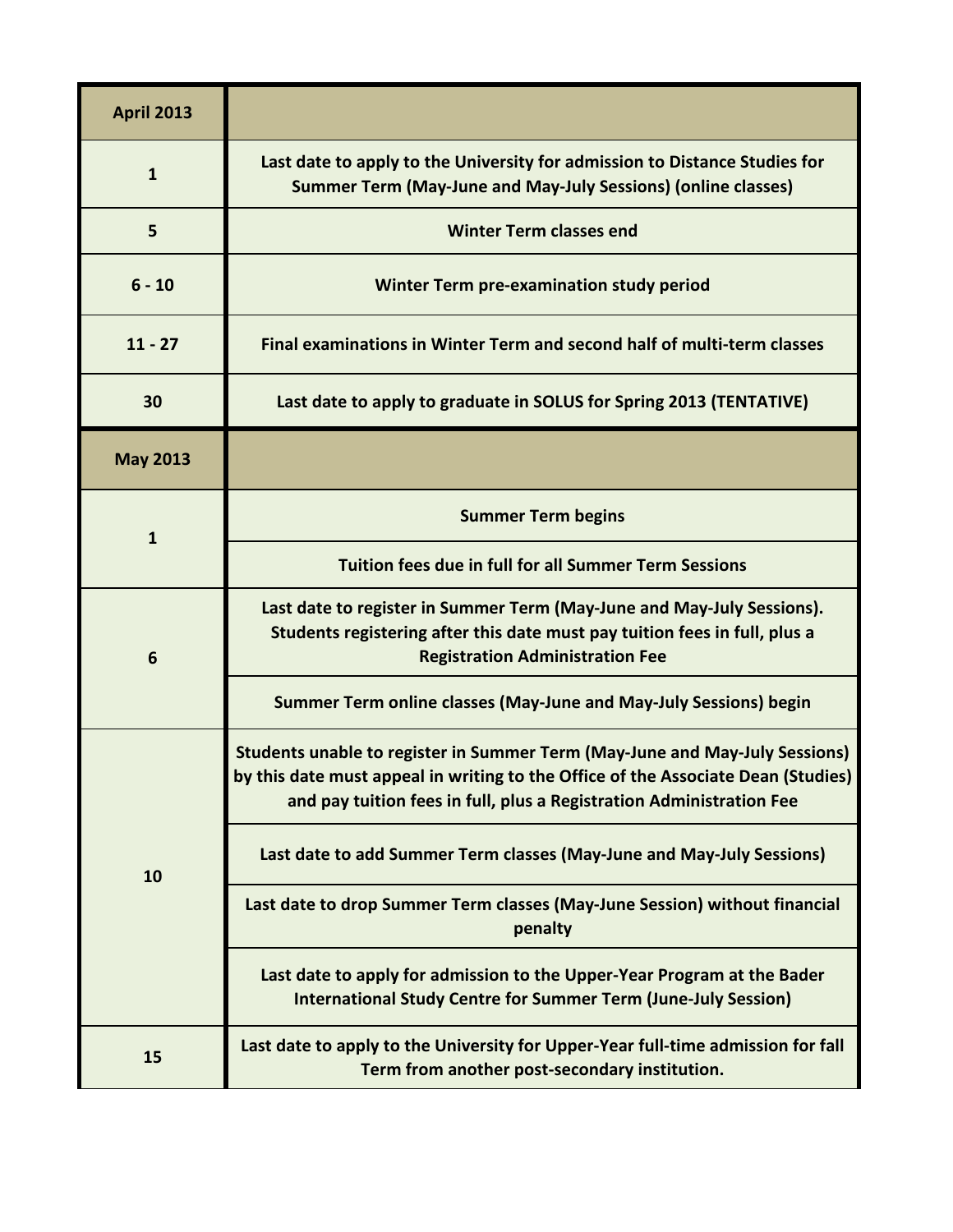| April 2013 | |
|---|---|
| 1 | Last date to apply to the University for admission to Distance Studies for Summer Term (May-June and May-July Sessions) (online classes) |
| 5 | Winter Term classes end |
| 6 - 10 | Winter Term pre-examination study period |
| 11 - 27 | Final examinations in Winter Term and second half of multi-term classes |
| 30 | Last date to apply to graduate in SOLUS for Spring 2013 (TENTATIVE) |
| **May 2013** | |
| 1 | Summer Term begins |
| | Tuition fees due in full for all Summer Term Sessions |
| 6 | Last date to register in Summer Term (May-June and May-July Sessions). Students registering after this date must pay tuition fees in full, plus a Registration Administration Fee |
| | Summer Term online classes (May-June and May-July Sessions) begin |
| 10 | Students unable to register in Summer Term (May-June and May-July Sessions) by this date must appeal in writing to the Office of the Associate Dean (Studies) and pay tuition fees in full, plus a Registration Administration Fee |
| | Last date to add Summer Term classes (May-June and May-July Sessions) |
| | Last date to drop Summer Term classes (May-June Session) without financial penalty |
| | Last date to apply for admission to the Upper-Year Program at the Bader International Study Centre for Summer Term (June-July Session) |
| 15 | Last date to apply to the University for Upper-Year full-time admission for fall Term from another post-secondary institution. |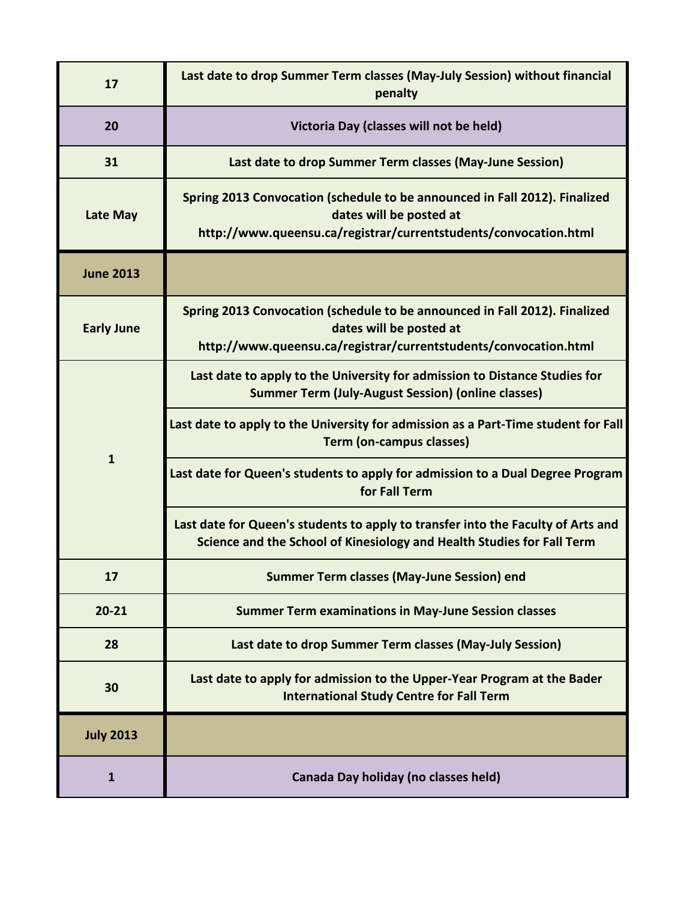| | |
|---|---|
| **17** | **Last date to drop Summer Term classes (May-July Session) without financial penalty** |
| **20** | **Victoria Day (classes will not be held)** |
| **31** | **Last date to drop Summer Term classes (May-June Session)** |
| **Late May** | **Spring 2013 Convocation (schedule to be announced in Fall 2012). Finalized dates will be posted at http://www.queensu.ca/registrar/currentstudents/convocation.html** |
| **June 2013** | |
| **Early June** | **Spring 2013 Convocation (schedule to be announced in Fall 2012). Finalized dates will be posted at http://www.queensu.ca/registrar/currentstudents/convocation.html** |
| **1** | **Last date to apply to the University for admission to Distance Studies for Summer Term (July-August Session) (online classes)** |
| | **Last date to apply to the University for admission as a Part-Time student for Fall Term (on-campus classes)** |
| | **Last date for Queen's students to apply for admission to a Dual Degree Program for Fall Term** |
| | **Last date for Queen's students to apply to transfer into the Faculty of Arts and Science and the School of Kinesiology and Health Studies for Fall Term** |
| **17** | **Summer Term classes (May-June Session) end** |
| **20-21** | **Summer Term examinations in May-June Session classes** |
| **28** | **Last date to drop Summer Term classes (May-July Session)** |
| **30** | **Last date to apply for admission to the Upper-Year Program at the Bader International Study Centre for Fall Term** |
| **July 2013** | |
| **1** | **Canada Day holiday (no classes held)** |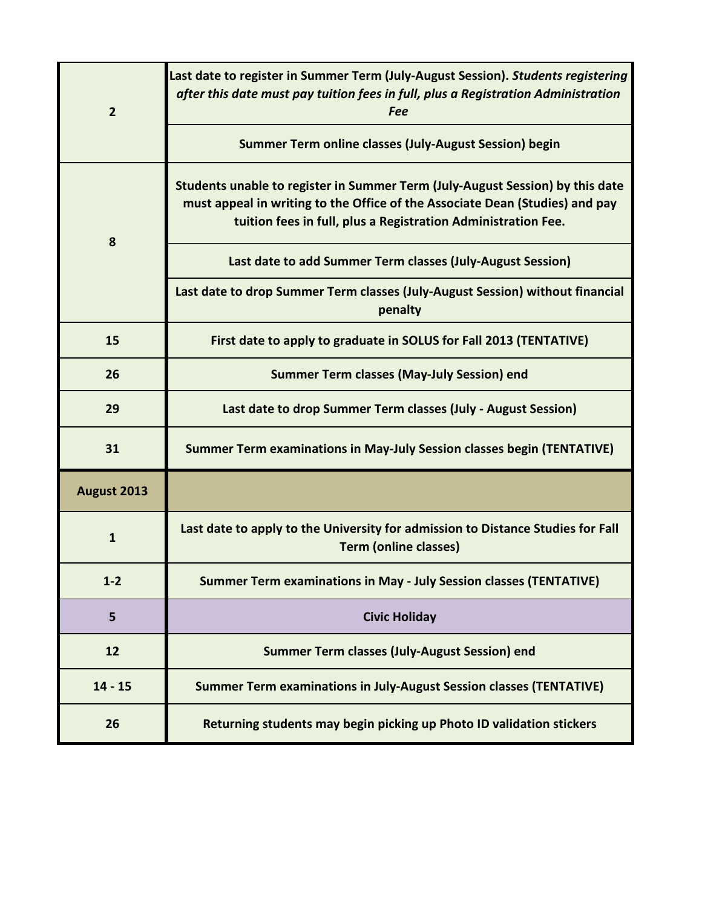| | |
|---|---|
| **2** | **Last date to register in Summer Term (July-August Session).** ***Students registering after this date must pay tuition fees in full, plus a Registration Administration Fee*** |
| | **Summer Term online classes (July-August Session) begin** |
| **8** | **Students unable to register in Summer Term (July-August Session) by this date must appeal in writing to the Office of the Associate Dean (Studies) and pay tuition fees in full, plus a Registration Administration Fee.** |
| | **Last date to add Summer Term classes (July-August Session)** |
| | **Last date to drop Summer Term classes (July-August Session) without financial penalty** |
| **15** | **First date to apply to graduate in SOLUS for Fall 2013 (TENTATIVE)** |
| **26** | **Summer Term classes (May-July Session) end** |
| **29** | **Last date to drop Summer Term classes (July - August Session)** |
| **31** | **Summer Term examinations in May-July Session classes begin (TENTATIVE)** |
| **August 2013** | |
| **1** | **Last date to apply to the University for admission to Distance Studies for Fall Term (online classes)** |
| **1-2** | **Summer Term examinations in May - July Session classes (TENTATIVE)** |
| **5** | **Civic Holiday** |
| **12** | **Summer Term classes (July-August Session) end** |
| **14 - 15** | **Summer Term examinations in July-August Session classes (TENTATIVE)** |
| **26** | **Returning students may begin picking up Photo ID validation stickers** |